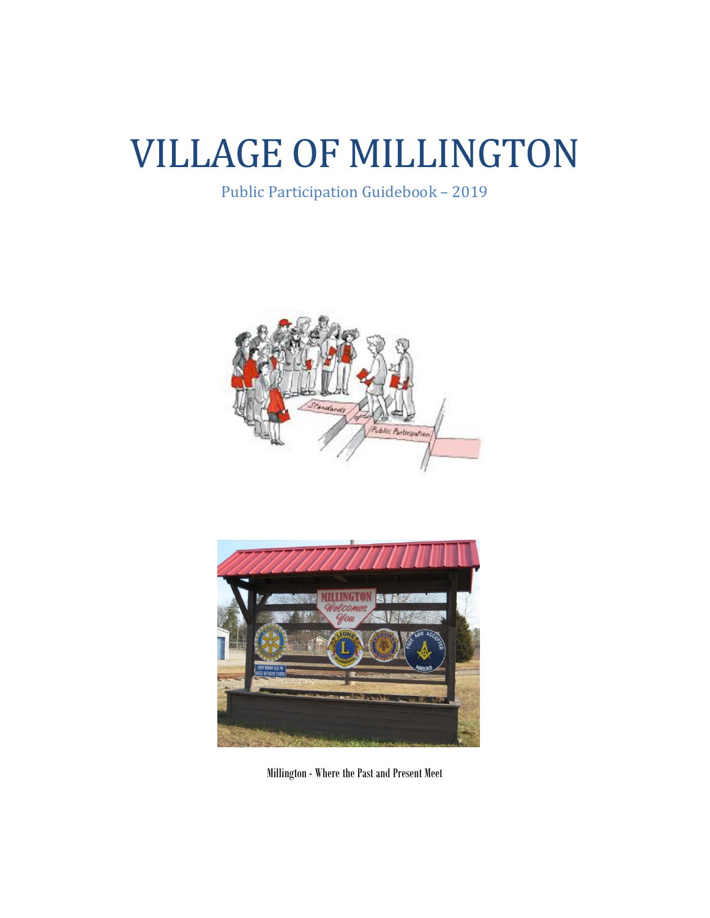# VILLAGE OF MILLINGTON

Public Participation Guidebook – 2019

Millington - Where the Past and Present Meet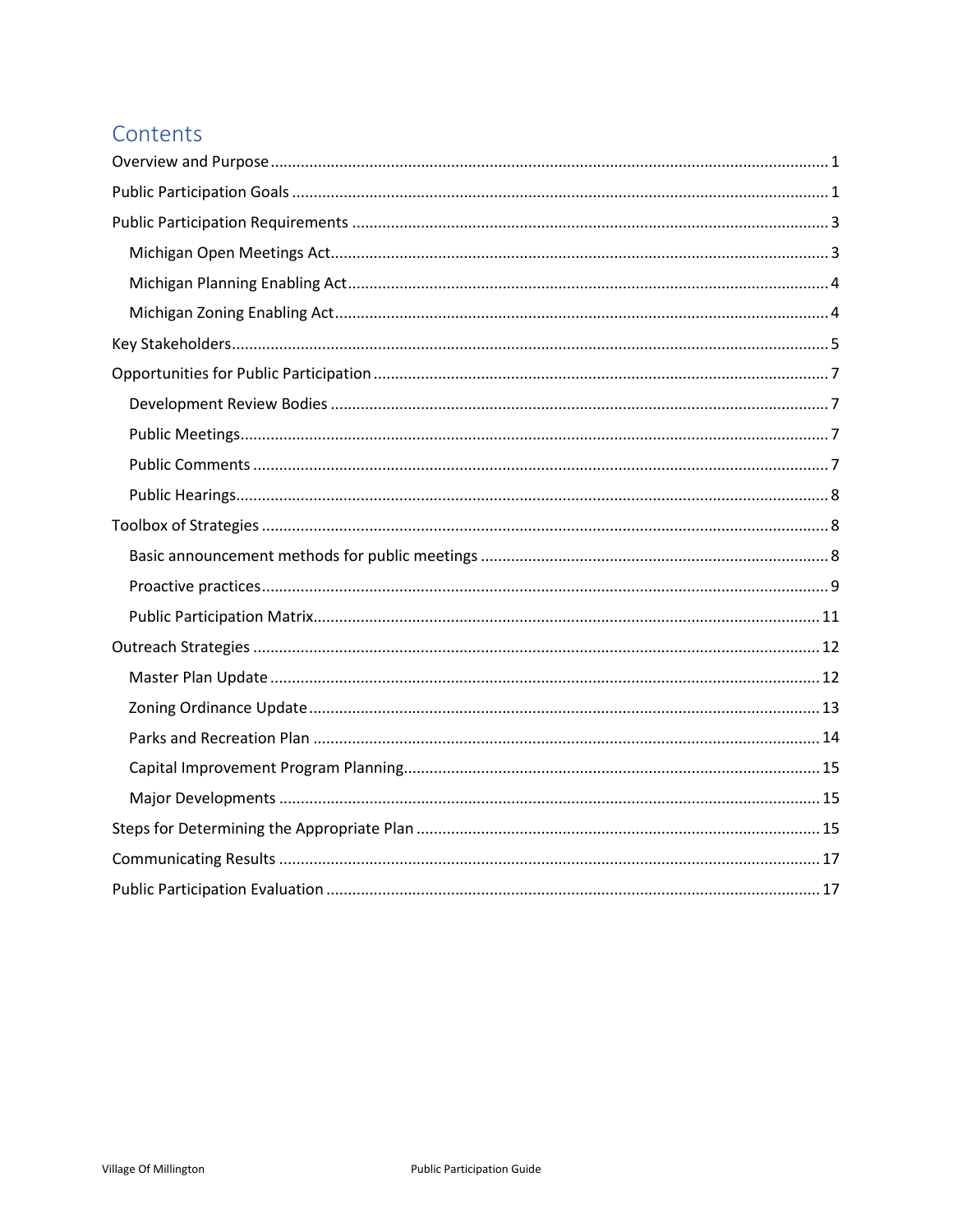# Contents

- Overview and Purpose .... 1
- Public Participation Goals .... 1
- Public Participation Requirements .... 3
  - Michigan Open Meetings Act .... 3
  - Michigan Planning Enabling Act .... 4
  - Michigan Zoning Enabling Act .... 4
- Key Stakeholders .... 5
- Opportunities for Public Participation .... 7
  - Development Review Bodies .... 7
  - Public Meetings .... 7
  - Public Comments .... 7
  - Public Hearings .... 8
- Toolbox of Strategies .... 8
  - Basic announcement methods for public meetings .... 8
  - Proactive practices .... 9
  - Public Participation Matrix .... 11
- Outreach Strategies .... 12
  - Master Plan Update .... 12
  - Zoning Ordinance Update .... 13
  - Parks and Recreation Plan .... 14
  - Capital Improvement Program Planning .... 15
  - Major Developments .... 15
- Steps for Determining the Appropriate Plan .... 15
- Communicating Results .... 17
- Public Participation Evaluation .... 17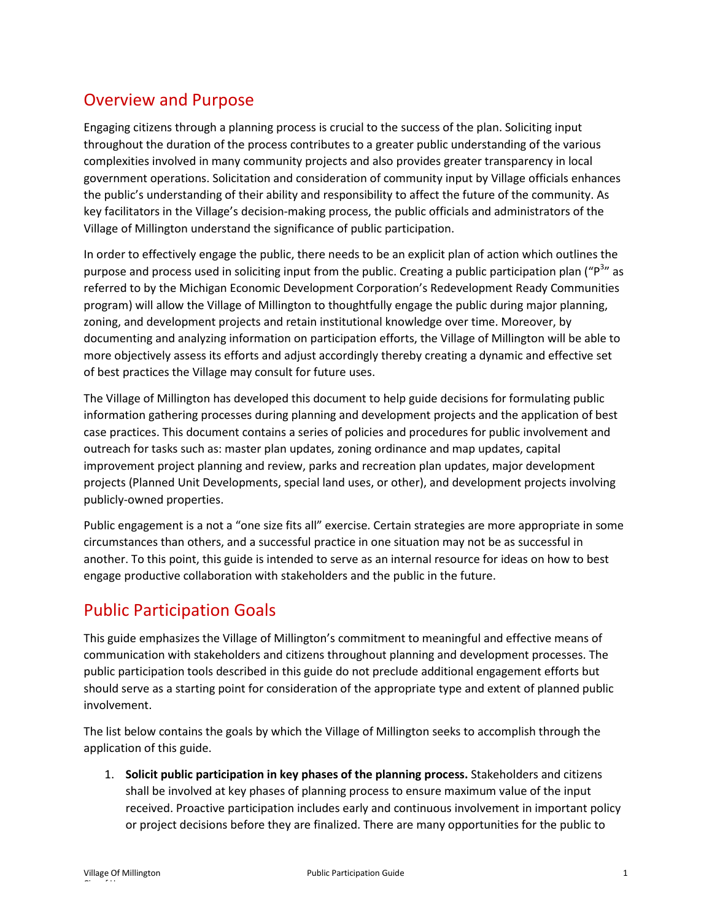## Overview and Purpose

Engaging citizens through a planning process is crucial to the success of the plan. Soliciting input throughout the duration of the process contributes to a greater public understanding of the various complexities involved in many community projects and also provides greater transparency in local government operations. Solicitation and consideration of community input by Village officials enhances the public's understanding of their ability and responsibility to affect the future of the community. As key facilitators in the Village's decision-making process, the public officials and administrators of the Village of Millington understand the significance of public participation.

In order to effectively engage the public, there needs to be an explicit plan of action which outlines the purpose and process used in soliciting input from the public. Creating a public participation plan ("$P^3$" as referred to by the Michigan Economic Development Corporation's Redevelopment Ready Communities program) will allow the Village of Millington to thoughtfully engage the public during major planning, zoning, and development projects and retain institutional knowledge over time. Moreover, by documenting and analyzing information on participation efforts, the Village of Millington will be able to more objectively assess its efforts and adjust accordingly thereby creating a dynamic and effective set of best practices the Village may consult for future uses.

The Village of Millington has developed this document to help guide decisions for formulating public information gathering processes during planning and development projects and the application of best case practices. This document contains a series of policies and procedures for public involvement and outreach for tasks such as: master plan updates, zoning ordinance and map updates, capital improvement project planning and review, parks and recreation plan updates, major development projects (Planned Unit Developments, special land uses, or other), and development projects involving publicly-owned properties.

Public engagement is a not a "one size fits all" exercise. Certain strategies are more appropriate in some circumstances than others, and a successful practice in one situation may not be as successful in another. To this point, this guide is intended to serve as an internal resource for ideas on how to best engage productive collaboration with stakeholders and the public in the future.

## Public Participation Goals

This guide emphasizes the Village of Millington's commitment to meaningful and effective means of communication with stakeholders and citizens throughout planning and development processes. The public participation tools described in this guide do not preclude additional engagement efforts but should serve as a starting point for consideration of the appropriate type and extent of planned public involvement.

The list below contains the goals by which the Village of Millington seeks to accomplish through the application of this guide.

1. **Solicit public participation in key phases of the planning process.** Stakeholders and citizens shall be involved at key phases of planning process to ensure maximum value of the input received. Proactive participation includes early and continuous involvement in important policy or project decisions before they are finalized. There are many opportunities for the public to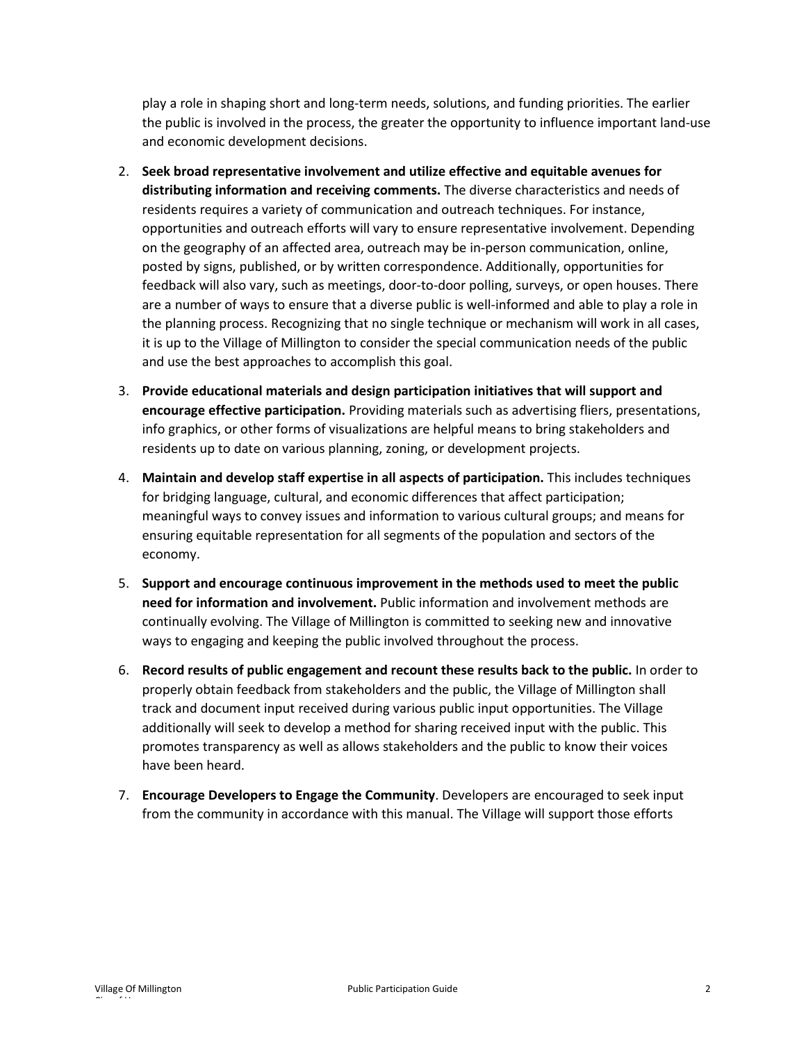play a role in shaping short and long-term needs, solutions, and funding priorities. The earlier the public is involved in the process, the greater the opportunity to influence important land-use and economic development decisions.

2. **Seek broad representative involvement and utilize effective and equitable avenues for distributing information and receiving comments.** The diverse characteristics and needs of residents requires a variety of communication and outreach techniques. For instance, opportunities and outreach efforts will vary to ensure representative involvement. Depending on the geography of an affected area, outreach may be in-person communication, online, posted by signs, published, or by written correspondence. Additionally, opportunities for feedback will also vary, such as meetings, door-to-door polling, surveys, or open houses. There are a number of ways to ensure that a diverse public is well-informed and able to play a role in the planning process. Recognizing that no single technique or mechanism will work in all cases, it is up to the Village of Millington to consider the special communication needs of the public and use the best approaches to accomplish this goal.

3. **Provide educational materials and design participation initiatives that will support and encourage effective participation.** Providing materials such as advertising fliers, presentations, info graphics, or other forms of visualizations are helpful means to bring stakeholders and residents up to date on various planning, zoning, or development projects.

4. **Maintain and develop staff expertise in all aspects of participation.** This includes techniques for bridging language, cultural, and economic differences that affect participation; meaningful ways to convey issues and information to various cultural groups; and means for ensuring equitable representation for all segments of the population and sectors of the economy.

5. **Support and encourage continuous improvement in the methods used to meet the public need for information and involvement.** Public information and involvement methods are continually evolving. The Village of Millington is committed to seeking new and innovative ways to engaging and keeping the public involved throughout the process.

6. **Record results of public engagement and recount these results back to the public.** In order to properly obtain feedback from stakeholders and the public, the Village of Millington shall track and document input received during various public input opportunities. The Village additionally will seek to develop a method for sharing received input with the public. This promotes transparency as well as allows stakeholders and the public to know their voices have been heard.

7. **Encourage Developers to Engage the Community**. Developers are encouraged to seek input from the community in accordance with this manual. The Village will support those efforts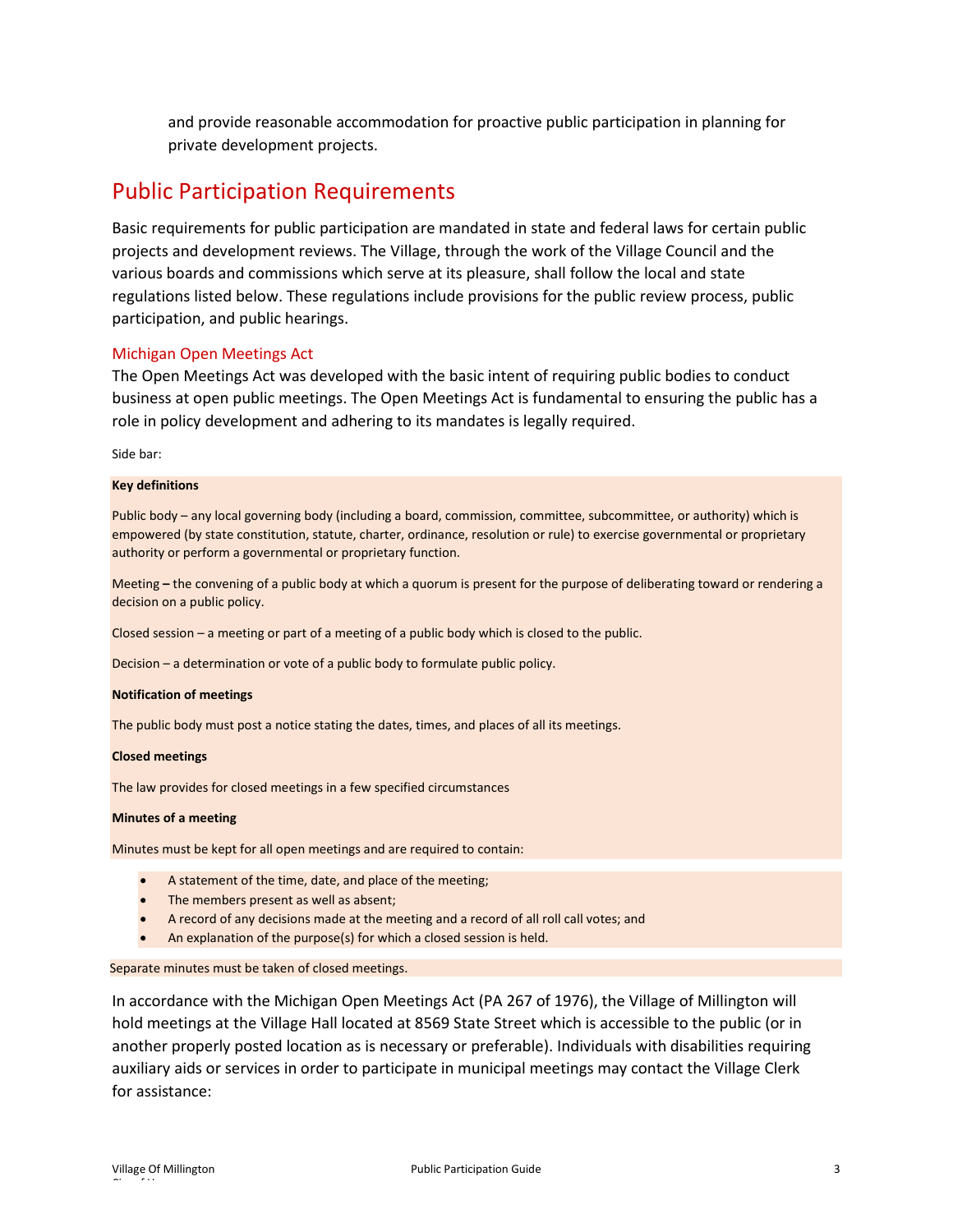and provide reasonable accommodation for proactive public participation in planning for private development projects.

## Public Participation Requirements

Basic requirements for public participation are mandated in state and federal laws for certain public projects and development reviews. The Village, through the work of the Village Council and the various boards and commissions which serve at its pleasure, shall follow the local and state regulations listed below. These regulations include provisions for the public review process, public participation, and public hearings.

### Michigan Open Meetings Act

The Open Meetings Act was developed with the basic intent of requiring public bodies to conduct business at open public meetings. The Open Meetings Act is fundamental to ensuring the public has a role in policy development and adhering to its mandates is legally required.

Side bar:

**Key definitions**

Public body – any local governing body (including a board, commission, committee, subcommittee, or authority) which is empowered (by state constitution, statute, charter, ordinance, resolution or rule) to exercise governmental or proprietary authority or perform a governmental or proprietary function.

Meeting **–** the convening of a public body at which a quorum is present for the purpose of deliberating toward or rendering a decision on a public policy.

Closed session – a meeting or part of a meeting of a public body which is closed to the public.

Decision – a determination or vote of a public body to formulate public policy.

**Notification of meetings**

The public body must post a notice stating the dates, times, and places of all its meetings.

**Closed meetings**

The law provides for closed meetings in a few specified circumstances

**Minutes of a meeting**

Minutes must be kept for all open meetings and are required to contain:

- A statement of the time, date, and place of the meeting;
- The members present as well as absent;
- A record of any decisions made at the meeting and a record of all roll call votes; and
- An explanation of the purpose(s) for which a closed session is held.

Separate minutes must be taken of closed meetings.

In accordance with the Michigan Open Meetings Act (PA 267 of 1976), the Village of Millington will hold meetings at the Village Hall located at 8569 State Street which is accessible to the public (or in another properly posted location as is necessary or preferable). Individuals with disabilities requiring auxiliary aids or services in order to participate in municipal meetings may contact the Village Clerk for assistance: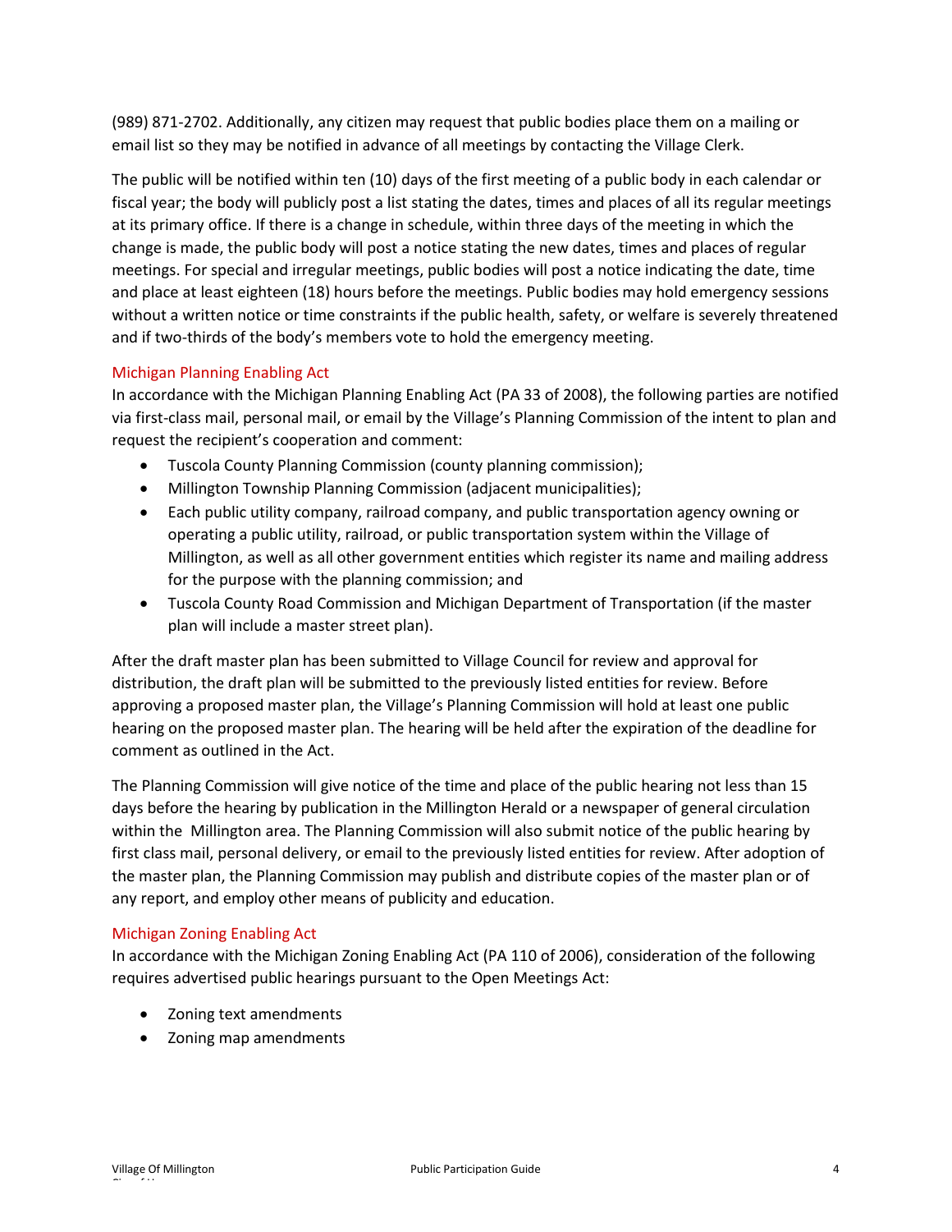(989) 871-2702. Additionally, any citizen may request that public bodies place them on a mailing or email list so they may be notified in advance of all meetings by contacting the Village Clerk.

The public will be notified within ten (10) days of the first meeting of a public body in each calendar or fiscal year; the body will publicly post a list stating the dates, times and places of all its regular meetings at its primary office. If there is a change in schedule, within three days of the meeting in which the change is made, the public body will post a notice stating the new dates, times and places of regular meetings. For special and irregular meetings, public bodies will post a notice indicating the date, time and place at least eighteen (18) hours before the meetings. Public bodies may hold emergency sessions without a written notice or time constraints if the public health, safety, or welfare is severely threatened and if two-thirds of the body's members vote to hold the emergency meeting.

### Michigan Planning Enabling Act

In accordance with the Michigan Planning Enabling Act (PA 33 of 2008), the following parties are notified via first-class mail, personal mail, or email by the Village's Planning Commission of the intent to plan and request the recipient's cooperation and comment:

- Tuscola County Planning Commission (county planning commission);
- Millington Township Planning Commission (adjacent municipalities);
- Each public utility company, railroad company, and public transportation agency owning or operating a public utility, railroad, or public transportation system within the Village of Millington, as well as all other government entities which register its name and mailing address for the purpose with the planning commission; and
- Tuscola County Road Commission and Michigan Department of Transportation (if the master plan will include a master street plan).

After the draft master plan has been submitted to Village Council for review and approval for distribution, the draft plan will be submitted to the previously listed entities for review. Before approving a proposed master plan, the Village's Planning Commission will hold at least one public hearing on the proposed master plan. The hearing will be held after the expiration of the deadline for comment as outlined in the Act.

The Planning Commission will give notice of the time and place of the public hearing not less than 15 days before the hearing by publication in the Millington Herald or a newspaper of general circulation within the Millington area. The Planning Commission will also submit notice of the public hearing by first class mail, personal delivery, or email to the previously listed entities for review. After adoption of the master plan, the Planning Commission may publish and distribute copies of the master plan or of any report, and employ other means of publicity and education.

### Michigan Zoning Enabling Act

In accordance with the Michigan Zoning Enabling Act (PA 110 of 2006), consideration of the following requires advertised public hearings pursuant to the Open Meetings Act:

- Zoning text amendments
- Zoning map amendments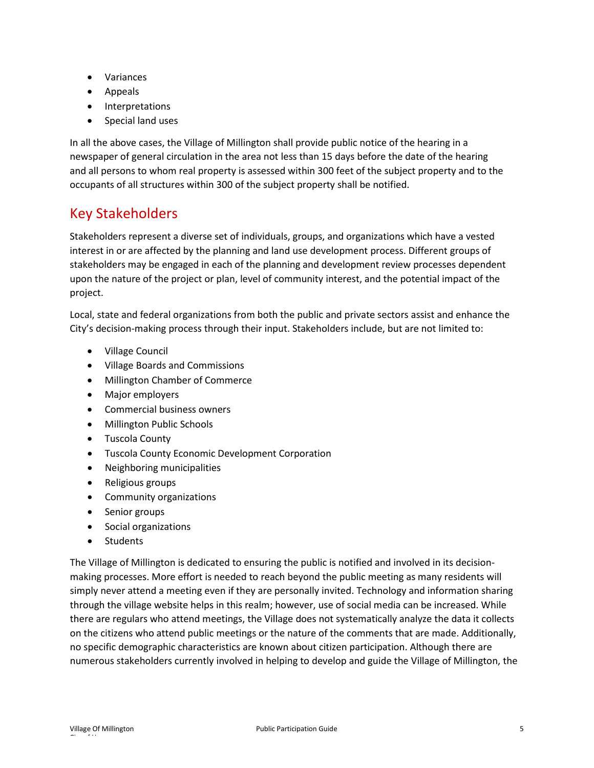- Variances
- Appeals
- Interpretations
- Special land uses

In all the above cases, the Village of Millington shall provide public notice of the hearing in a newspaper of general circulation in the area not less than 15 days before the date of the hearing and all persons to whom real property is assessed within 300 feet of the subject property and to the occupants of all structures within 300 of the subject property shall be notified.

## Key Stakeholders

Stakeholders represent a diverse set of individuals, groups, and organizations which have a vested interest in or are affected by the planning and land use development process. Different groups of stakeholders may be engaged in each of the planning and development review processes dependent upon the nature of the project or plan, level of community interest, and the potential impact of the project.

Local, state and federal organizations from both the public and private sectors assist and enhance the City's decision-making process through their input. Stakeholders include, but are not limited to:

- Village Council
- Village Boards and Commissions
- Millington Chamber of Commerce
- Major employers
- Commercial business owners
- Millington Public Schools
- Tuscola County
- Tuscola County Economic Development Corporation
- Neighboring municipalities
- Religious groups
- Community organizations
- Senior groups
- Social organizations
- Students

The Village of Millington is dedicated to ensuring the public is notified and involved in its decision-making processes. More effort is needed to reach beyond the public meeting as many residents will simply never attend a meeting even if they are personally invited. Technology and information sharing through the village website helps in this realm; however, use of social media can be increased. While there are regulars who attend meetings, the Village does not systematically analyze the data it collects on the citizens who attend public meetings or the nature of the comments that are made. Additionally, no specific demographic characteristics are known about citizen participation. Although there are numerous stakeholders currently involved in helping to develop and guide the Village of Millington, the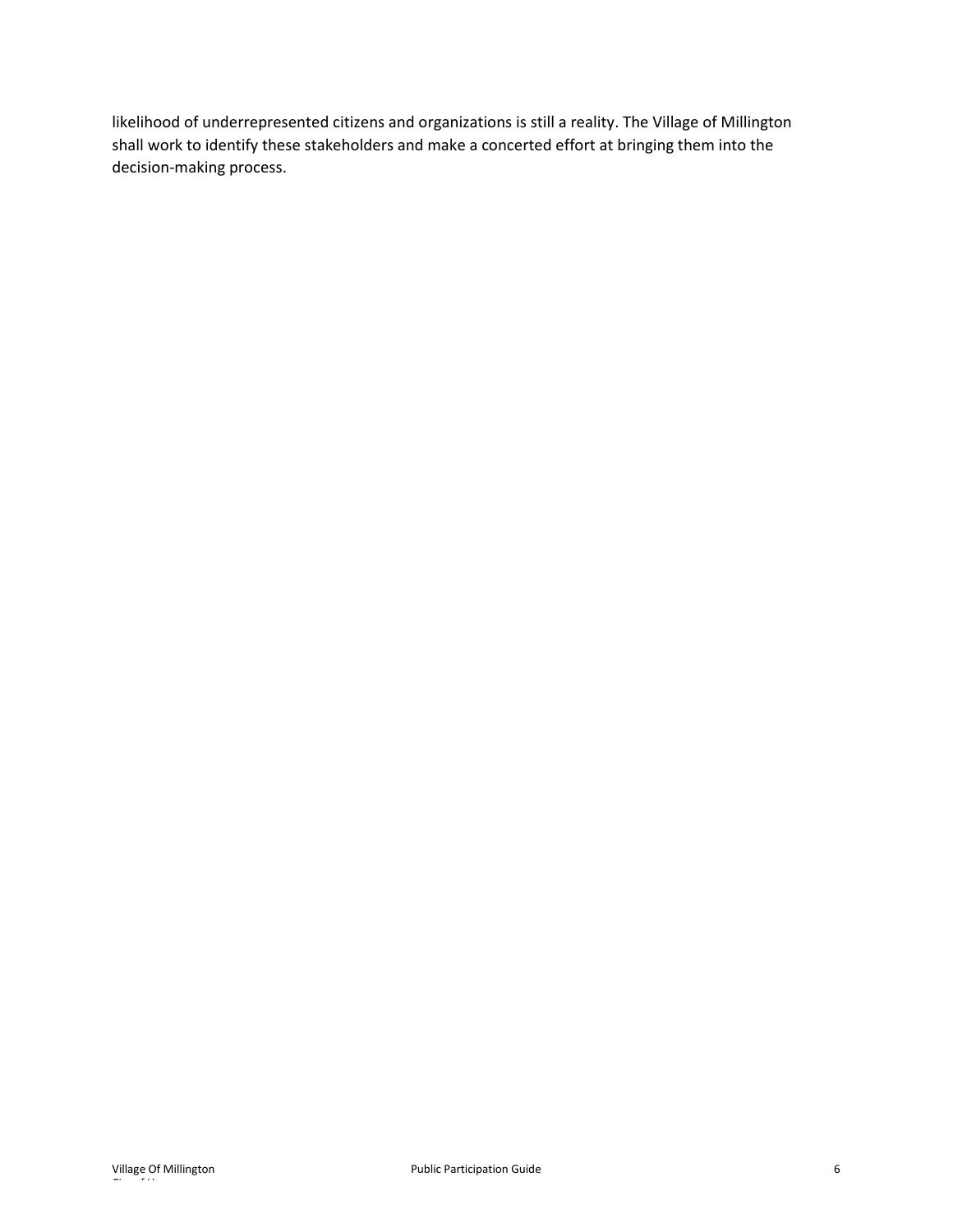likelihood of underrepresented citizens and organizations is still a reality. The Village of Millington shall work to identify these stakeholders and make a concerted effort at bringing them into the decision-making process.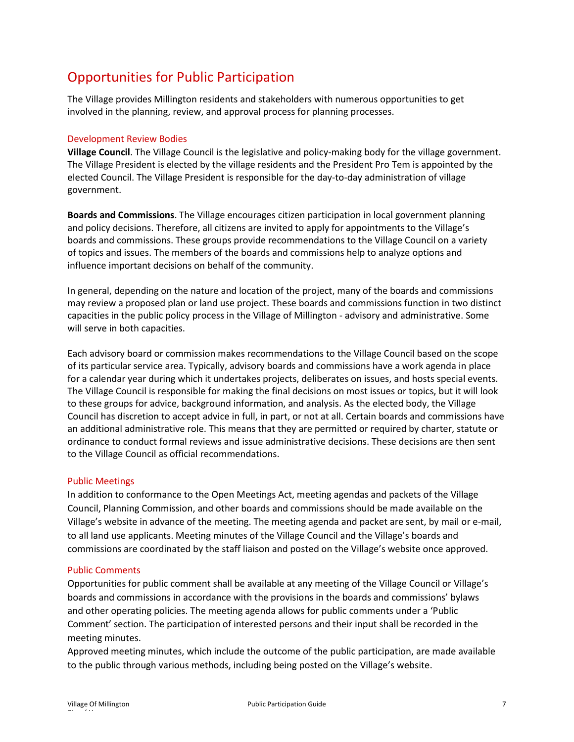## Opportunities for Public Participation

The Village provides Millington residents and stakeholders with numerous opportunities to get involved in the planning, review, and approval process for planning processes.

### Development Review Bodies

**Village Council**. The Village Council is the legislative and policy-making body for the village government. The Village President is elected by the village residents and the President Pro Tem is appointed by the elected Council. The Village President is responsible for the day-to-day administration of village government.

**Boards and Commissions**. The Village encourages citizen participation in local government planning and policy decisions. Therefore, all citizens are invited to apply for appointments to the Village's boards and commissions. These groups provide recommendations to the Village Council on a variety of topics and issues. The members of the boards and commissions help to analyze options and influence important decisions on behalf of the community.

In general, depending on the nature and location of the project, many of the boards and commissions may review a proposed plan or land use project. These boards and commissions function in two distinct capacities in the public policy process in the Village of Millington - advisory and administrative. Some will serve in both capacities.

Each advisory board or commission makes recommendations to the Village Council based on the scope of its particular service area. Typically, advisory boards and commissions have a work agenda in place for a calendar year during which it undertakes projects, deliberates on issues, and hosts special events. The Village Council is responsible for making the final decisions on most issues or topics, but it will look to these groups for advice, background information, and analysis. As the elected body, the Village Council has discretion to accept advice in full, in part, or not at all. Certain boards and commissions have an additional administrative role. This means that they are permitted or required by charter, statute or ordinance to conduct formal reviews and issue administrative decisions. These decisions are then sent to the Village Council as official recommendations.

### Public Meetings

In addition to conformance to the Open Meetings Act, meeting agendas and packets of the Village Council, Planning Commission, and other boards and commissions should be made available on the Village's website in advance of the meeting. The meeting agenda and packet are sent, by mail or e-mail, to all land use applicants. Meeting minutes of the Village Council and the Village's boards and commissions are coordinated by the staff liaison and posted on the Village's website once approved.

### Public Comments

Opportunities for public comment shall be available at any meeting of the Village Council or Village's boards and commissions in accordance with the provisions in the boards and commissions' bylaws and other operating policies. The meeting agenda allows for public comments under a 'Public Comment' section. The participation of interested persons and their input shall be recorded in the meeting minutes.

Approved meeting minutes, which include the outcome of the public participation, are made available to the public through various methods, including being posted on the Village's website.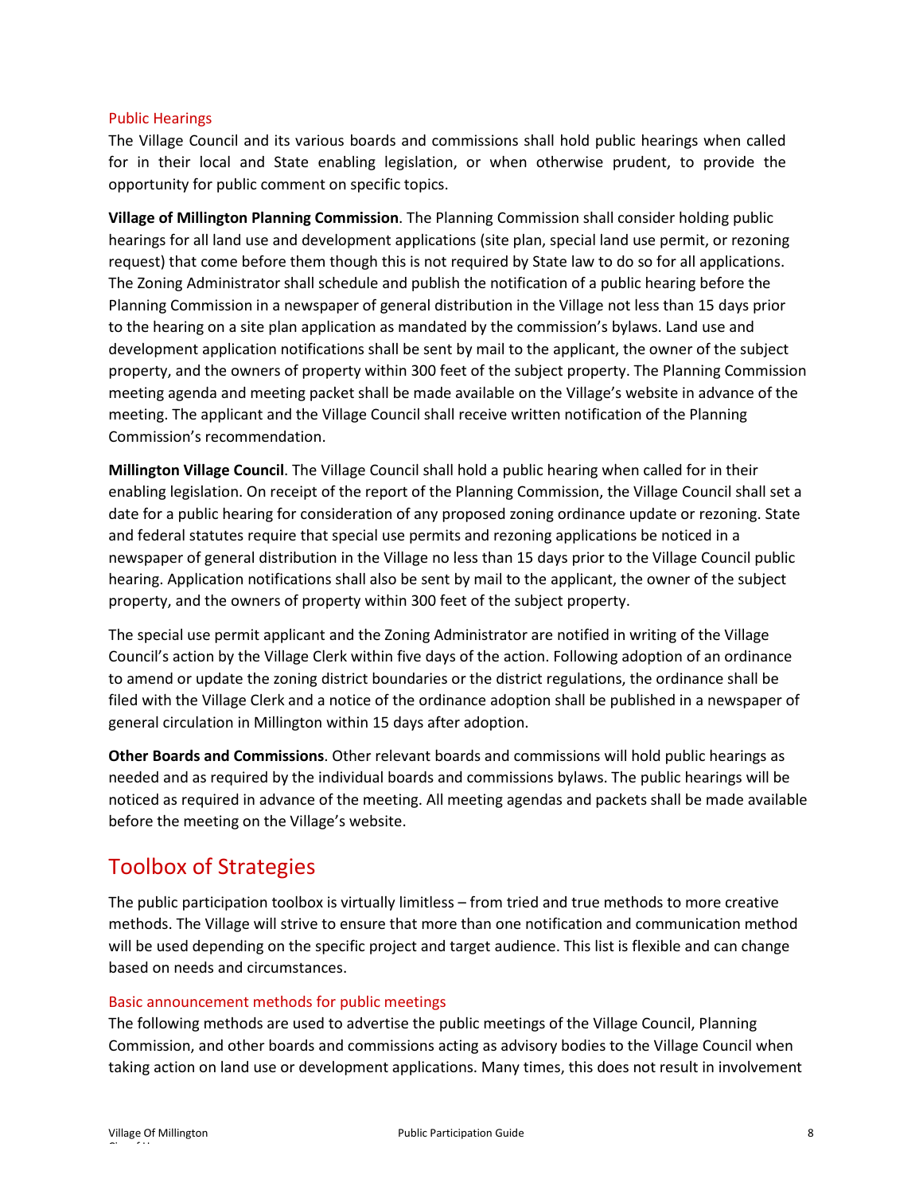### Public Hearings

The Village Council and its various boards and commissions shall hold public hearings when called for in their local and State enabling legislation, or when otherwise prudent, to provide the opportunity for public comment on specific topics.

**Village of Millington Planning Commission**. The Planning Commission shall consider holding public hearings for all land use and development applications (site plan, special land use permit, or rezoning request) that come before them though this is not required by State law to do so for all applications. The Zoning Administrator shall schedule and publish the notification of a public hearing before the Planning Commission in a newspaper of general distribution in the Village not less than 15 days prior to the hearing on a site plan application as mandated by the commission's bylaws. Land use and development application notifications shall be sent by mail to the applicant, the owner of the subject property, and the owners of property within 300 feet of the subject property. The Planning Commission meeting agenda and meeting packet shall be made available on the Village's website in advance of the meeting. The applicant and the Village Council shall receive written notification of the Planning Commission's recommendation.

**Millington Village Council**. The Village Council shall hold a public hearing when called for in their enabling legislation. On receipt of the report of the Planning Commission, the Village Council shall set a date for a public hearing for consideration of any proposed zoning ordinance update or rezoning. State and federal statutes require that special use permits and rezoning applications be noticed in a newspaper of general distribution in the Village no less than 15 days prior to the Village Council public hearing. Application notifications shall also be sent by mail to the applicant, the owner of the subject property, and the owners of property within 300 feet of the subject property.

The special use permit applicant and the Zoning Administrator are notified in writing of the Village Council's action by the Village Clerk within five days of the action. Following adoption of an ordinance to amend or update the zoning district boundaries or the district regulations, the ordinance shall be filed with the Village Clerk and a notice of the ordinance adoption shall be published in a newspaper of general circulation in Millington within 15 days after adoption.

**Other Boards and Commissions**. Other relevant boards and commissions will hold public hearings as needed and as required by the individual boards and commissions bylaws. The public hearings will be noticed as required in advance of the meeting. All meeting agendas and packets shall be made available before the meeting on the Village's website.

## Toolbox of Strategies

The public participation toolbox is virtually limitless – from tried and true methods to more creative methods. The Village will strive to ensure that more than one notification and communication method will be used depending on the specific project and target audience. This list is flexible and can change based on needs and circumstances.

### Basic announcement methods for public meetings

The following methods are used to advertise the public meetings of the Village Council, Planning Commission, and other boards and commissions acting as advisory bodies to the Village Council when taking action on land use or development applications. Many times, this does not result in involvement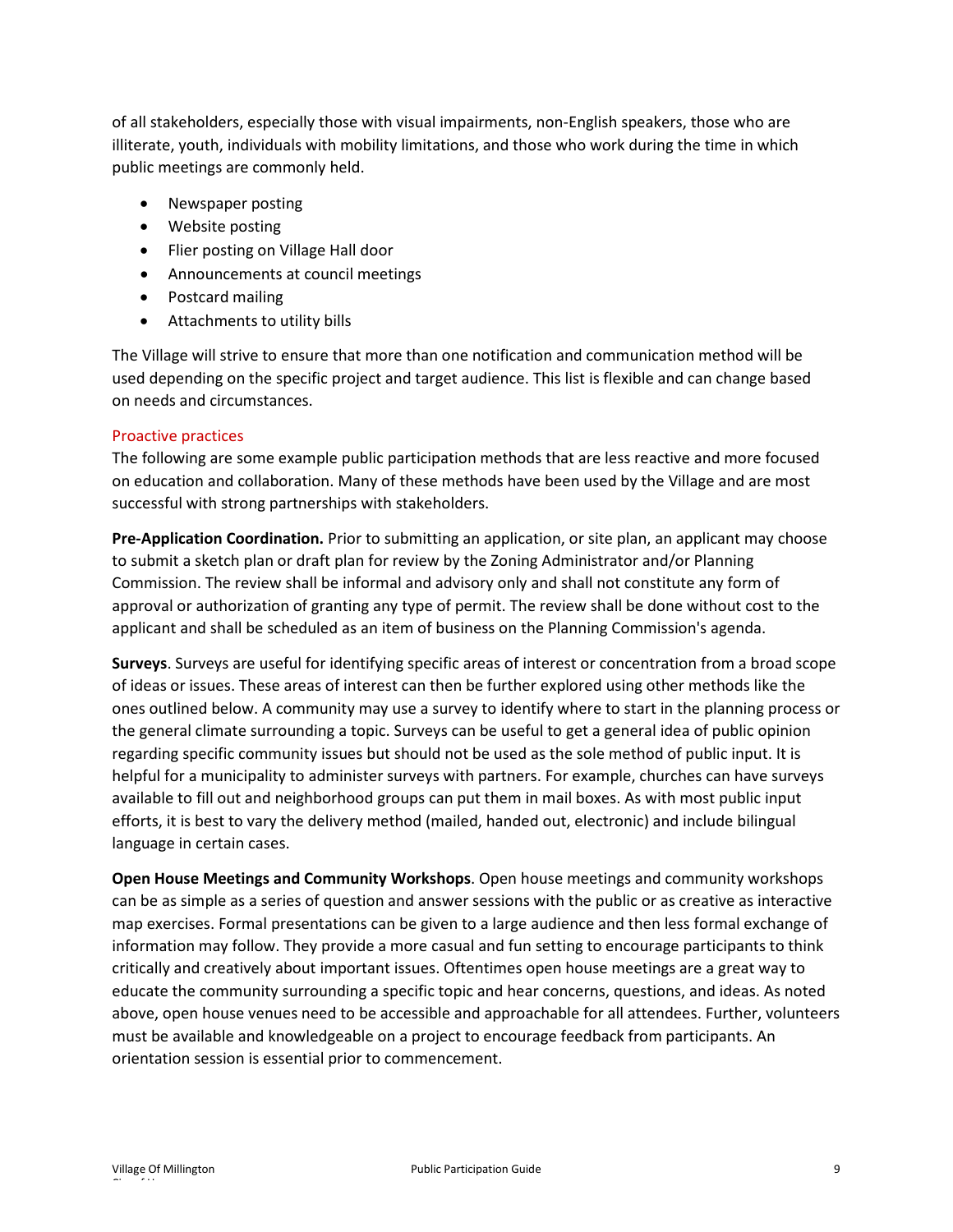of all stakeholders, especially those with visual impairments, non-English speakers, those who are illiterate, youth, individuals with mobility limitations, and those who work during the time in which public meetings are commonly held.

- Newspaper posting
- Website posting
- Flier posting on Village Hall door
- Announcements at council meetings
- Postcard mailing
- Attachments to utility bills

The Village will strive to ensure that more than one notification and communication method will be used depending on the specific project and target audience. This list is flexible and can change based on needs and circumstances.

### Proactive practices

The following are some example public participation methods that are less reactive and more focused on education and collaboration. Many of these methods have been used by the Village and are most successful with strong partnerships with stakeholders.

**Pre-Application Coordination.** Prior to submitting an application, or site plan, an applicant may choose to submit a sketch plan or draft plan for review by the Zoning Administrator and/or Planning Commission. The review shall be informal and advisory only and shall not constitute any form of approval or authorization of granting any type of permit. The review shall be done without cost to the applicant and shall be scheduled as an item of business on the Planning Commission's agenda.

**Surveys**. Surveys are useful for identifying specific areas of interest or concentration from a broad scope of ideas or issues. These areas of interest can then be further explored using other methods like the ones outlined below. A community may use a survey to identify where to start in the planning process or the general climate surrounding a topic. Surveys can be useful to get a general idea of public opinion regarding specific community issues but should not be used as the sole method of public input. It is helpful for a municipality to administer surveys with partners. For example, churches can have surveys available to fill out and neighborhood groups can put them in mail boxes. As with most public input efforts, it is best to vary the delivery method (mailed, handed out, electronic) and include bilingual language in certain cases.

**Open House Meetings and Community Workshops**. Open house meetings and community workshops can be as simple as a series of question and answer sessions with the public or as creative as interactive map exercises. Formal presentations can be given to a large audience and then less formal exchange of information may follow. They provide a more casual and fun setting to encourage participants to think critically and creatively about important issues. Oftentimes open house meetings are a great way to educate the community surrounding a specific topic and hear concerns, questions, and ideas. As noted above, open house venues need to be accessible and approachable for all attendees. Further, volunteers must be available and knowledgeable on a project to encourage feedback from participants. An orientation session is essential prior to commencement.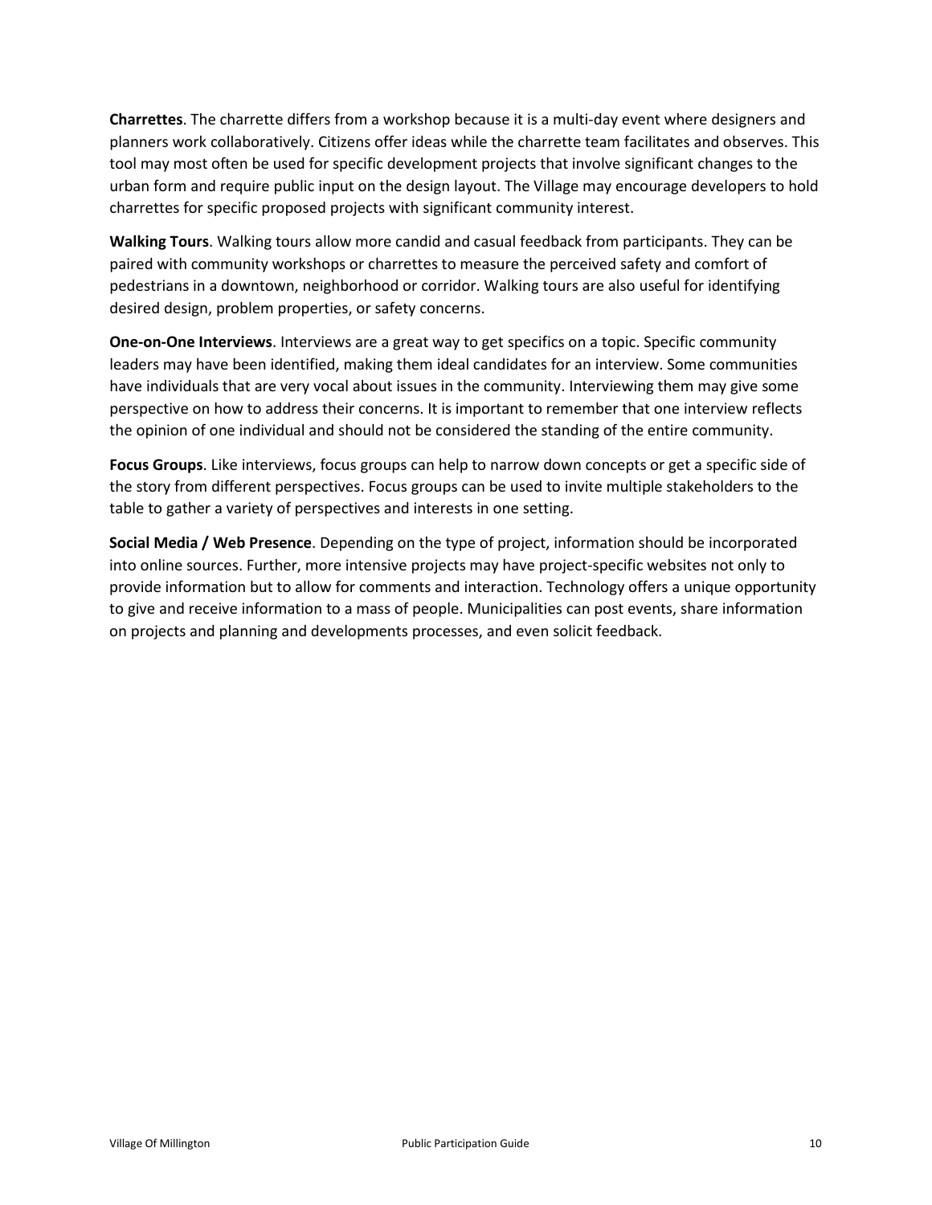**Charrettes**. The charrette differs from a workshop because it is a multi-day event where designers and planners work collaboratively. Citizens offer ideas while the charrette team facilitates and observes. This tool may most often be used for specific development projects that involve significant changes to the urban form and require public input on the design layout. The Village may encourage developers to hold charrettes for specific proposed projects with significant community interest.

**Walking Tours**. Walking tours allow more candid and casual feedback from participants. They can be paired with community workshops or charrettes to measure the perceived safety and comfort of pedestrians in a downtown, neighborhood or corridor. Walking tours are also useful for identifying desired design, problem properties, or safety concerns.

**One-on-One Interviews**. Interviews are a great way to get specifics on a topic. Specific community leaders may have been identified, making them ideal candidates for an interview. Some communities have individuals that are very vocal about issues in the community. Interviewing them may give some perspective on how to address their concerns. It is important to remember that one interview reflects the opinion of one individual and should not be considered the standing of the entire community.

**Focus Groups**. Like interviews, focus groups can help to narrow down concepts or get a specific side of the story from different perspectives. Focus groups can be used to invite multiple stakeholders to the table to gather a variety of perspectives and interests in one setting.

**Social Media / Web Presence**. Depending on the type of project, information should be incorporated into online sources. Further, more intensive projects may have project-specific websites not only to provide information but to allow for comments and interaction. Technology offers a unique opportunity to give and receive information to a mass of people. Municipalities can post events, share information on projects and planning and developments processes, and even solicit feedback.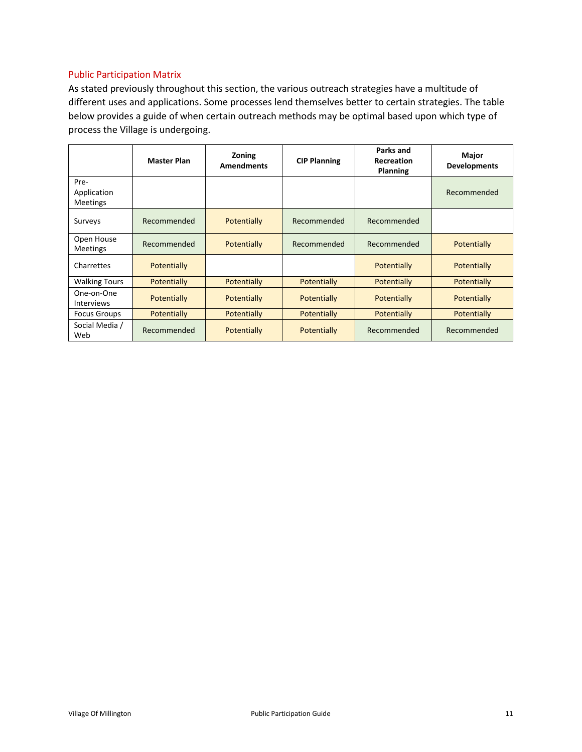## Public Participation Matrix

As stated previously throughout this section, the various outreach strategies have a multitude of different uses and applications. Some processes lend themselves better to certain strategies. The table below provides a guide of when certain outreach methods may be optimal based upon which type of process the Village is undergoing.

| | Master Plan | Zoning Amendments | CIP Planning | Parks and Recreation Planning | Major Developments |
|---|---|---|---|---|---|
| Pre-Application Meetings | | | | | Recommended |
| Surveys | Recommended | Potentially | Recommended | Recommended | |
| Open House Meetings | Recommended | Potentially | Recommended | Recommended | Potentially |
| Charrettes | Potentially | | | Potentially | Potentially |
| Walking Tours | Potentially | Potentially | Potentially | Potentially | Potentially |
| One-on-One Interviews | Potentially | Potentially | Potentially | Potentially | Potentially |
| Focus Groups | Potentially | Potentially | Potentially | Potentially | Potentially |
| Social Media / Web | Recommended | Potentially | Potentially | Recommended | Recommended |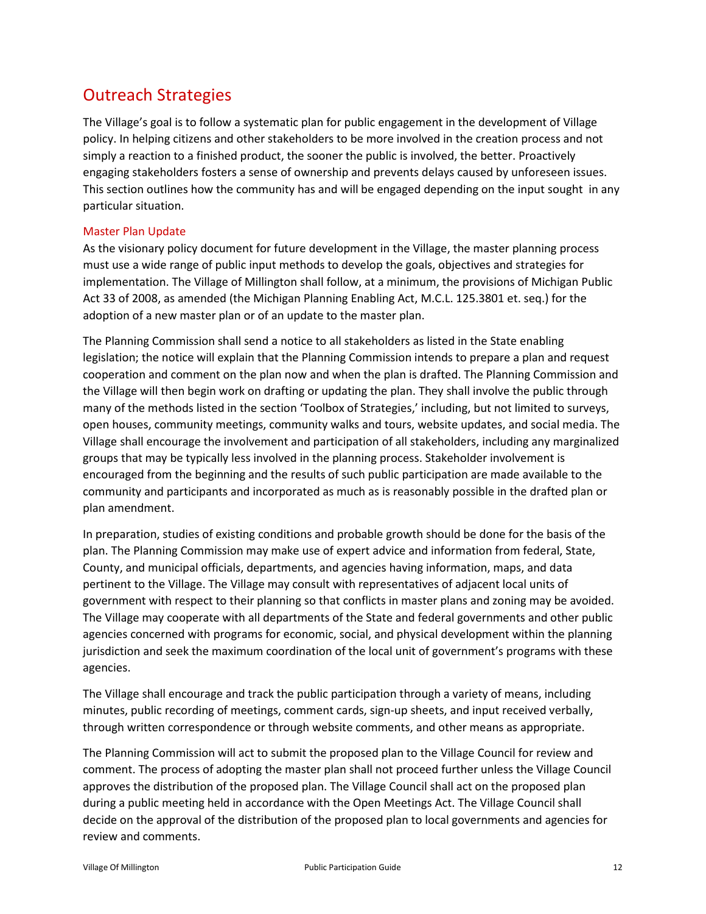## Outreach Strategies

The Village's goal is to follow a systematic plan for public engagement in the development of Village policy. In helping citizens and other stakeholders to be more involved in the creation process and not simply a reaction to a finished product, the sooner the public is involved, the better. Proactively engaging stakeholders fosters a sense of ownership and prevents delays caused by unforeseen issues. This section outlines how the community has and will be engaged depending on the input sought in any particular situation.

### Master Plan Update

As the visionary policy document for future development in the Village, the master planning process must use a wide range of public input methods to develop the goals, objectives and strategies for implementation. The Village of Millington shall follow, at a minimum, the provisions of Michigan Public Act 33 of 2008, as amended (the Michigan Planning Enabling Act, M.C.L. 125.3801 et. seq.) for the adoption of a new master plan or of an update to the master plan.

The Planning Commission shall send a notice to all stakeholders as listed in the State enabling legislation; the notice will explain that the Planning Commission intends to prepare a plan and request cooperation and comment on the plan now and when the plan is drafted. The Planning Commission and the Village will then begin work on drafting or updating the plan. They shall involve the public through many of the methods listed in the section 'Toolbox of Strategies,' including, but not limited to surveys, open houses, community meetings, community walks and tours, website updates, and social media. The Village shall encourage the involvement and participation of all stakeholders, including any marginalized groups that may be typically less involved in the planning process. Stakeholder involvement is encouraged from the beginning and the results of such public participation are made available to the community and participants and incorporated as much as is reasonably possible in the drafted plan or plan amendment.

In preparation, studies of existing conditions and probable growth should be done for the basis of the plan. The Planning Commission may make use of expert advice and information from federal, State, County, and municipal officials, departments, and agencies having information, maps, and data pertinent to the Village. The Village may consult with representatives of adjacent local units of government with respect to their planning so that conflicts in master plans and zoning may be avoided. The Village may cooperate with all departments of the State and federal governments and other public agencies concerned with programs for economic, social, and physical development within the planning jurisdiction and seek the maximum coordination of the local unit of government's programs with these agencies.

The Village shall encourage and track the public participation through a variety of means, including minutes, public recording of meetings, comment cards, sign-up sheets, and input received verbally, through written correspondence or through website comments, and other means as appropriate.

The Planning Commission will act to submit the proposed plan to the Village Council for review and comment. The process of adopting the master plan shall not proceed further unless the Village Council approves the distribution of the proposed plan. The Village Council shall act on the proposed plan during a public meeting held in accordance with the Open Meetings Act. The Village Council shall decide on the approval of the distribution of the proposed plan to local governments and agencies for review and comments.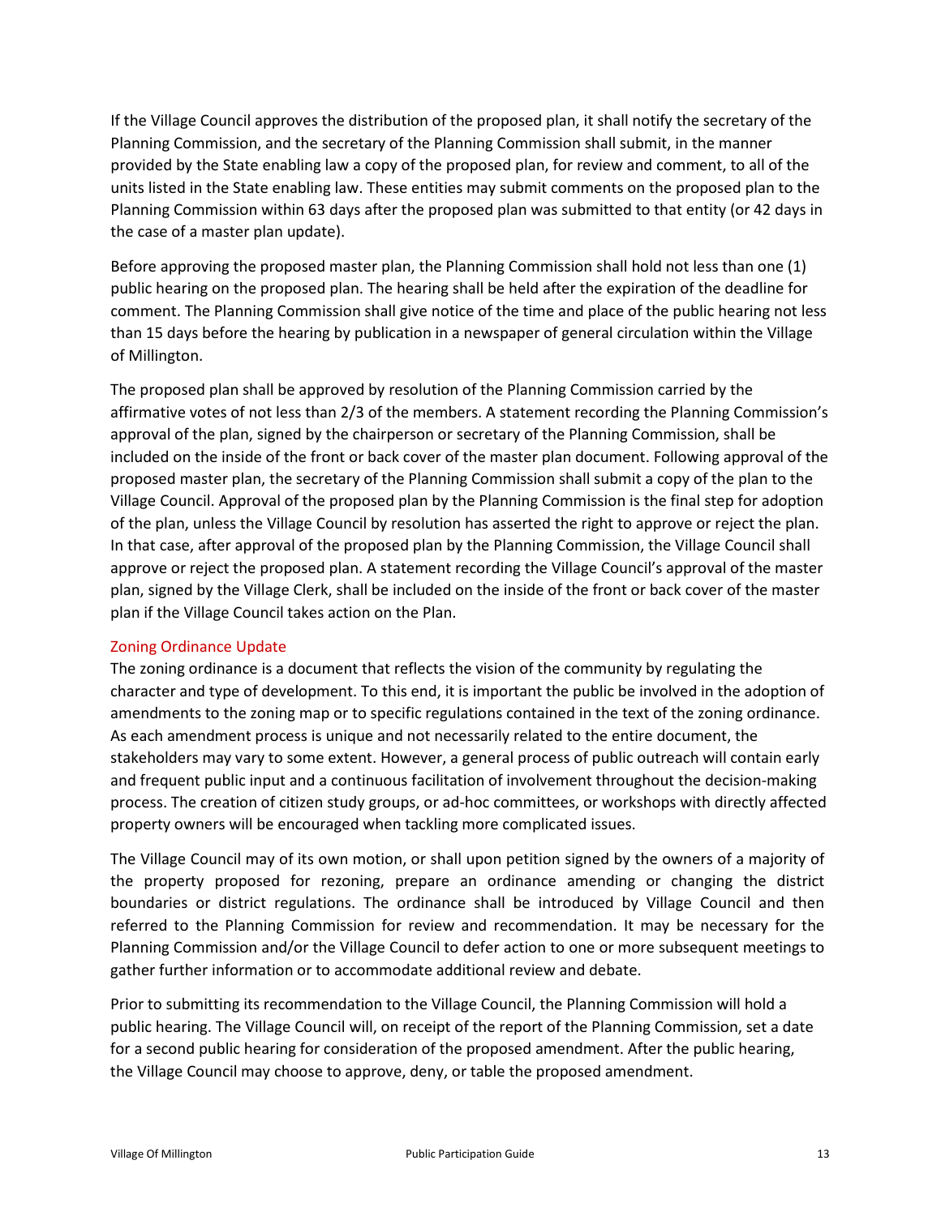If the Village Council approves the distribution of the proposed plan, it shall notify the secretary of the Planning Commission, and the secretary of the Planning Commission shall submit, in the manner provided by the State enabling law a copy of the proposed plan, for review and comment, to all of the units listed in the State enabling law. These entities may submit comments on the proposed plan to the Planning Commission within 63 days after the proposed plan was submitted to that entity (or 42 days in the case of a master plan update).

Before approving the proposed master plan, the Planning Commission shall hold not less than one (1) public hearing on the proposed plan. The hearing shall be held after the expiration of the deadline for comment. The Planning Commission shall give notice of the time and place of the public hearing not less than 15 days before the hearing by publication in a newspaper of general circulation within the Village of Millington.

The proposed plan shall be approved by resolution of the Planning Commission carried by the affirmative votes of not less than 2/3 of the members. A statement recording the Planning Commission's approval of the plan, signed by the chairperson or secretary of the Planning Commission, shall be included on the inside of the front or back cover of the master plan document. Following approval of the proposed master plan, the secretary of the Planning Commission shall submit a copy of the plan to the Village Council. Approval of the proposed plan by the Planning Commission is the final step for adoption of the plan, unless the Village Council by resolution has asserted the right to approve or reject the plan. In that case, after approval of the proposed plan by the Planning Commission, the Village Council shall approve or reject the proposed plan. A statement recording the Village Council's approval of the master plan, signed by the Village Clerk, shall be included on the inside of the front or back cover of the master plan if the Village Council takes action on the Plan.

### Zoning Ordinance Update

The zoning ordinance is a document that reflects the vision of the community by regulating the character and type of development. To this end, it is important the public be involved in the adoption of amendments to the zoning map or to specific regulations contained in the text of the zoning ordinance. As each amendment process is unique and not necessarily related to the entire document, the stakeholders may vary to some extent. However, a general process of public outreach will contain early and frequent public input and a continuous facilitation of involvement throughout the decision-making process. The creation of citizen study groups, or ad-hoc committees, or workshops with directly affected property owners will be encouraged when tackling more complicated issues.

The Village Council may of its own motion, or shall upon petition signed by the owners of a majority of the property proposed for rezoning, prepare an ordinance amending or changing the district boundaries or district regulations. The ordinance shall be introduced by Village Council and then referred to the Planning Commission for review and recommendation. It may be necessary for the Planning Commission and/or the Village Council to defer action to one or more subsequent meetings to gather further information or to accommodate additional review and debate.

Prior to submitting its recommendation to the Village Council, the Planning Commission will hold a public hearing. The Village Council will, on receipt of the report of the Planning Commission, set a date for a second public hearing for consideration of the proposed amendment. After the public hearing, the Village Council may choose to approve, deny, or table the proposed amendment.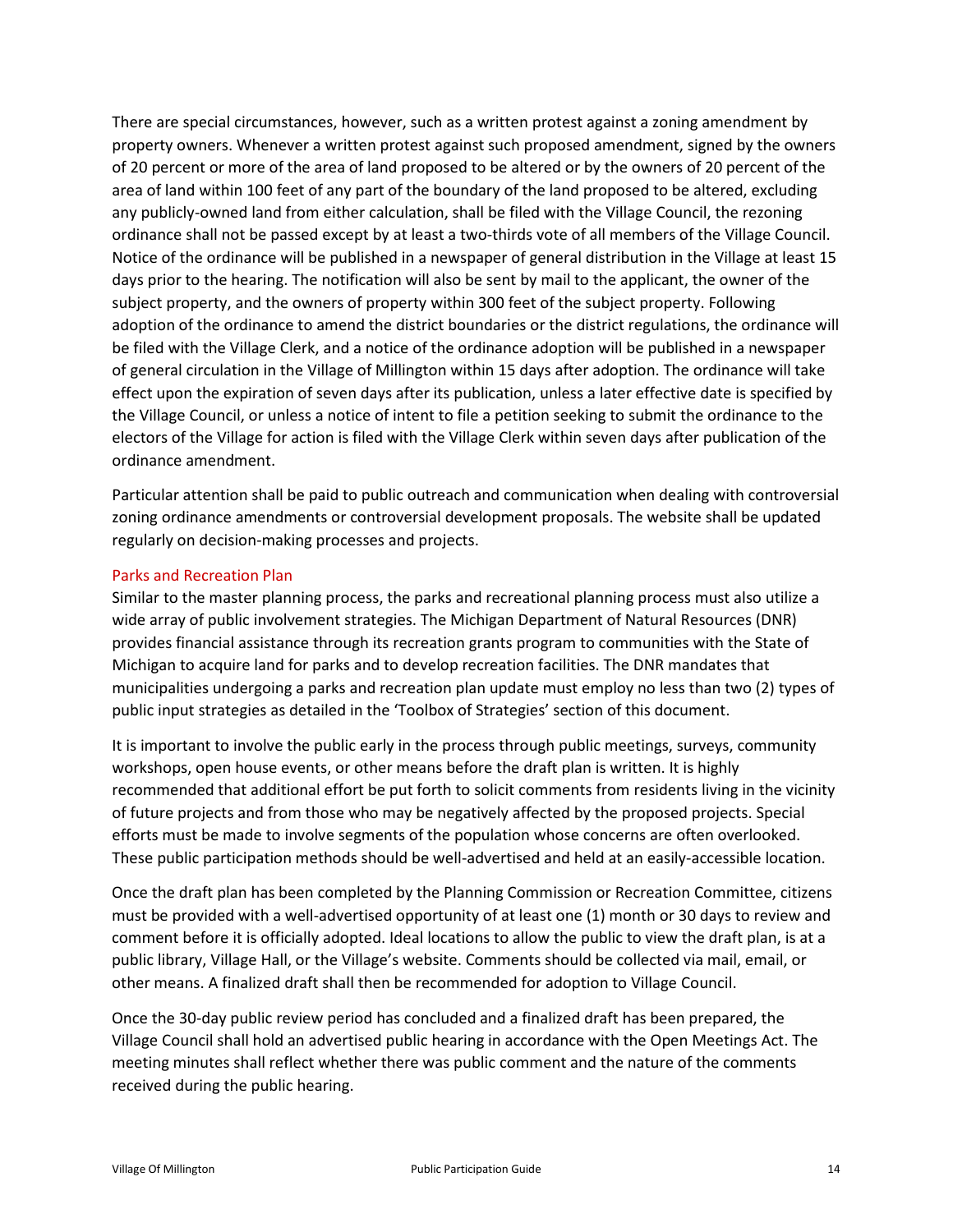There are special circumstances, however, such as a written protest against a zoning amendment by property owners. Whenever a written protest against such proposed amendment, signed by the owners of 20 percent or more of the area of land proposed to be altered or by the owners of 20 percent of the area of land within 100 feet of any part of the boundary of the land proposed to be altered, excluding any publicly-owned land from either calculation, shall be filed with the Village Council, the rezoning ordinance shall not be passed except by at least a two-thirds vote of all members of the Village Council. Notice of the ordinance will be published in a newspaper of general distribution in the Village at least 15 days prior to the hearing. The notification will also be sent by mail to the applicant, the owner of the subject property, and the owners of property within 300 feet of the subject property. Following adoption of the ordinance to amend the district boundaries or the district regulations, the ordinance will be filed with the Village Clerk, and a notice of the ordinance adoption will be published in a newspaper of general circulation in the Village of Millington within 15 days after adoption. The ordinance will take effect upon the expiration of seven days after its publication, unless a later effective date is specified by the Village Council, or unless a notice of intent to file a petition seeking to submit the ordinance to the electors of the Village for action is filed with the Village Clerk within seven days after publication of the ordinance amendment.

Particular attention shall be paid to public outreach and communication when dealing with controversial zoning ordinance amendments or controversial development proposals. The website shall be updated regularly on decision-making processes and projects.

### Parks and Recreation Plan

Similar to the master planning process, the parks and recreational planning process must also utilize a wide array of public involvement strategies. The Michigan Department of Natural Resources (DNR) provides financial assistance through its recreation grants program to communities with the State of Michigan to acquire land for parks and to develop recreation facilities. The DNR mandates that municipalities undergoing a parks and recreation plan update must employ no less than two (2) types of public input strategies as detailed in the 'Toolbox of Strategies' section of this document.

It is important to involve the public early in the process through public meetings, surveys, community workshops, open house events, or other means before the draft plan is written. It is highly recommended that additional effort be put forth to solicit comments from residents living in the vicinity of future projects and from those who may be negatively affected by the proposed projects. Special efforts must be made to involve segments of the population whose concerns are often overlooked. These public participation methods should be well-advertised and held at an easily-accessible location.

Once the draft plan has been completed by the Planning Commission or Recreation Committee, citizens must be provided with a well-advertised opportunity of at least one (1) month or 30 days to review and comment before it is officially adopted. Ideal locations to allow the public to view the draft plan, is at a public library, Village Hall, or the Village's website. Comments should be collected via mail, email, or other means. A finalized draft shall then be recommended for adoption to Village Council.

Once the 30-day public review period has concluded and a finalized draft has been prepared, the Village Council shall hold an advertised public hearing in accordance with the Open Meetings Act. The meeting minutes shall reflect whether there was public comment and the nature of the comments received during the public hearing.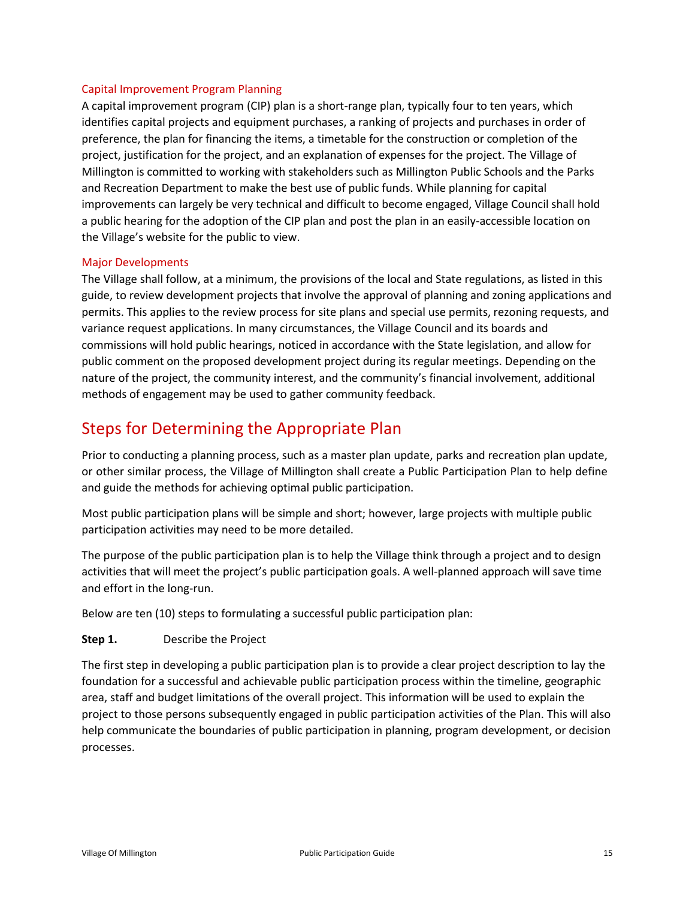### Capital Improvement Program Planning

A capital improvement program (CIP) plan is a short-range plan, typically four to ten years, which identifies capital projects and equipment purchases, a ranking of projects and purchases in order of preference, the plan for financing the items, a timetable for the construction or completion of the project, justification for the project, and an explanation of expenses for the project. The Village of Millington is committed to working with stakeholders such as Millington Public Schools and the Parks and Recreation Department to make the best use of public funds. While planning for capital improvements can largely be very technical and difficult to become engaged, Village Council shall hold a public hearing for the adoption of the CIP plan and post the plan in an easily-accessible location on the Village's website for the public to view.

### Major Developments

The Village shall follow, at a minimum, the provisions of the local and State regulations, as listed in this guide, to review development projects that involve the approval of planning and zoning applications and permits. This applies to the review process for site plans and special use permits, rezoning requests, and variance request applications. In many circumstances, the Village Council and its boards and commissions will hold public hearings, noticed in accordance with the State legislation, and allow for public comment on the proposed development project during its regular meetings. Depending on the nature of the project, the community interest, and the community's financial involvement, additional methods of engagement may be used to gather community feedback.

## Steps for Determining the Appropriate Plan

Prior to conducting a planning process, such as a master plan update, parks and recreation plan update, or other similar process, the Village of Millington shall create a Public Participation Plan to help define and guide the methods for achieving optimal public participation.

Most public participation plans will be simple and short; however, large projects with multiple public participation activities may need to be more detailed.

The purpose of the public participation plan is to help the Village think through a project and to design activities that will meet the project's public participation goals. A well-planned approach will save time and effort in the long-run.

Below are ten (10) steps to formulating a successful public participation plan:

**Step 1.** Describe the Project

The first step in developing a public participation plan is to provide a clear project description to lay the foundation for a successful and achievable public participation process within the timeline, geographic area, staff and budget limitations of the overall project. This information will be used to explain the project to those persons subsequently engaged in public participation activities of the Plan. This will also help communicate the boundaries of public participation in planning, program development, or decision processes.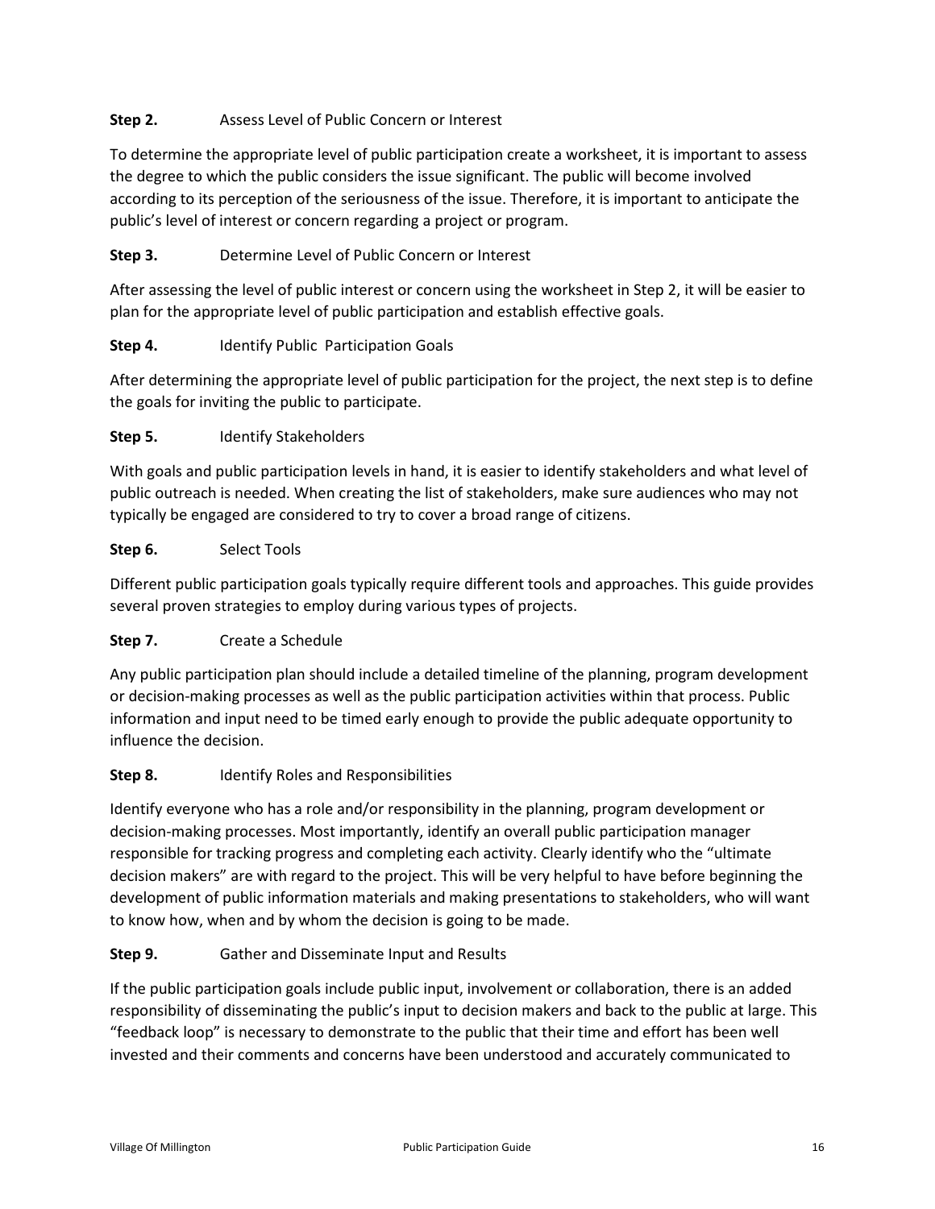**Step 2.** Assess Level of Public Concern or Interest

To determine the appropriate level of public participation create a worksheet, it is important to assess the degree to which the public considers the issue significant. The public will become involved according to its perception of the seriousness of the issue. Therefore, it is important to anticipate the public's level of interest or concern regarding a project or program.

**Step 3.** Determine Level of Public Concern or Interest

After assessing the level of public interest or concern using the worksheet in Step 2, it will be easier to plan for the appropriate level of public participation and establish effective goals.

**Step 4.** Identify Public Participation Goals

After determining the appropriate level of public participation for the project, the next step is to define the goals for inviting the public to participate.

**Step 5.** Identify Stakeholders

With goals and public participation levels in hand, it is easier to identify stakeholders and what level of public outreach is needed. When creating the list of stakeholders, make sure audiences who may not typically be engaged are considered to try to cover a broad range of citizens.

**Step 6.** Select Tools

Different public participation goals typically require different tools and approaches. This guide provides several proven strategies to employ during various types of projects.

**Step 7.** Create a Schedule

Any public participation plan should include a detailed timeline of the planning, program development or decision-making processes as well as the public participation activities within that process. Public information and input need to be timed early enough to provide the public adequate opportunity to influence the decision.

**Step 8.** Identify Roles and Responsibilities

Identify everyone who has a role and/or responsibility in the planning, program development or decision-making processes. Most importantly, identify an overall public participation manager responsible for tracking progress and completing each activity. Clearly identify who the "ultimate decision makers" are with regard to the project. This will be very helpful to have before beginning the development of public information materials and making presentations to stakeholders, who will want to know how, when and by whom the decision is going to be made.

**Step 9.** Gather and Disseminate Input and Results

If the public participation goals include public input, involvement or collaboration, there is an added responsibility of disseminating the public's input to decision makers and back to the public at large. This "feedback loop" is necessary to demonstrate to the public that their time and effort has been well invested and their comments and concerns have been understood and accurately communicated to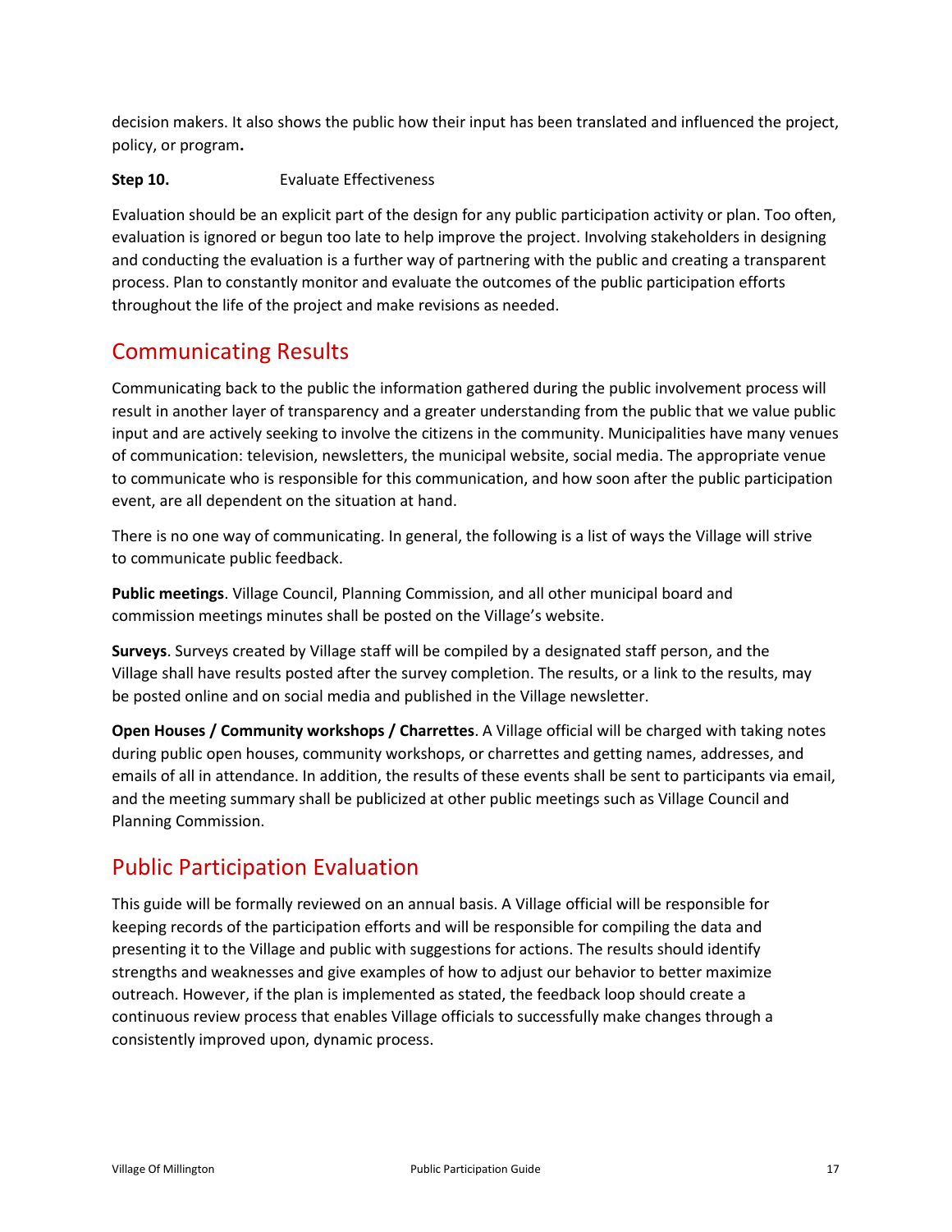decision makers. It also shows the public how their input has been translated and influenced the project, policy, or program**.**

**Step 10.** Evaluate Effectiveness

Evaluation should be an explicit part of the design for any public participation activity or plan. Too often, evaluation is ignored or begun too late to help improve the project. Involving stakeholders in designing and conducting the evaluation is a further way of partnering with the public and creating a transparent process. Plan to constantly monitor and evaluate the outcomes of the public participation efforts throughout the life of the project and make revisions as needed.

## Communicating Results

Communicating back to the public the information gathered during the public involvement process will result in another layer of transparency and a greater understanding from the public that we value public input and are actively seeking to involve the citizens in the community. Municipalities have many venues of communication: television, newsletters, the municipal website, social media. The appropriate venue to communicate who is responsible for this communication, and how soon after the public participation event, are all dependent on the situation at hand.

There is no one way of communicating. In general, the following is a list of ways the Village will strive to communicate public feedback.

**Public meetings**. Village Council, Planning Commission, and all other municipal board and commission meetings minutes shall be posted on the Village's website.

**Surveys**. Surveys created by Village staff will be compiled by a designated staff person, and the Village shall have results posted after the survey completion. The results, or a link to the results, may be posted online and on social media and published in the Village newsletter.

**Open Houses / Community workshops / Charrettes**. A Village official will be charged with taking notes during public open houses, community workshops, or charrettes and getting names, addresses, and emails of all in attendance. In addition, the results of these events shall be sent to participants via email, and the meeting summary shall be publicized at other public meetings such as Village Council and Planning Commission.

## Public Participation Evaluation

This guide will be formally reviewed on an annual basis. A Village official will be responsible for keeping records of the participation efforts and will be responsible for compiling the data and presenting it to the Village and public with suggestions for actions. The results should identify strengths and weaknesses and give examples of how to adjust our behavior to better maximize outreach. However, if the plan is implemented as stated, the feedback loop should create a continuous review process that enables Village officials to successfully make changes through a consistently improved upon, dynamic process.